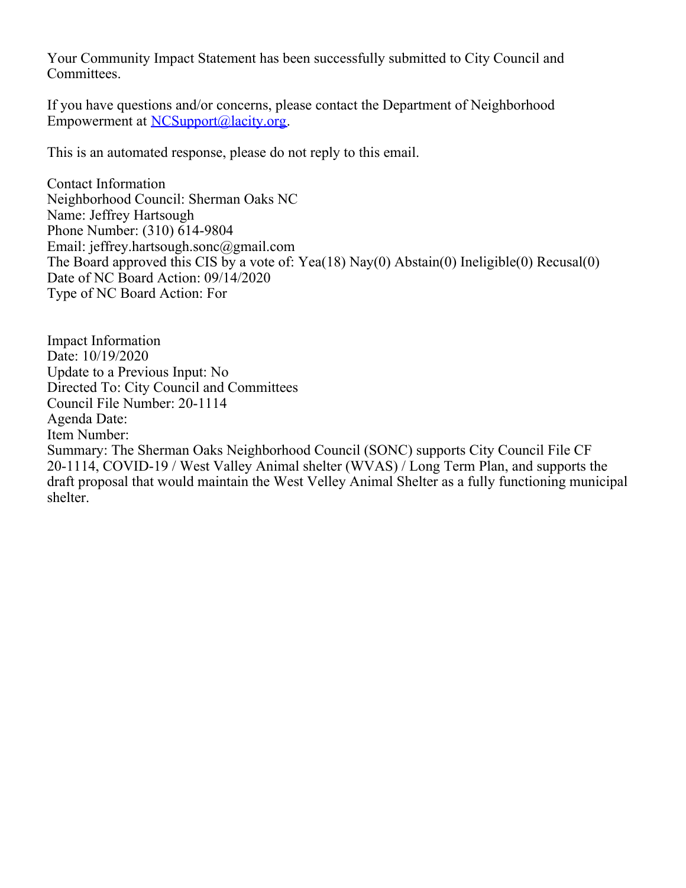Your Community Impact Statement has been successfully submitted to City Council and Committees.

If you have questions and/or concerns, please contact the Department of Neighborhood Empowerment at NCSupport@lacity.org.

This is an automated response, please do not reply to this email.

Contact Information
Neighborhood Council: Sherman Oaks NC
Name: Jeffrey Hartsough
Phone Number: (310) 614-9804
Email: jeffrey.hartsough.sonc@gmail.com
The Board approved this CIS by a vote of: Yea(18) Nay(0) Abstain(0) Ineligible(0) Recusal(0)
Date of NC Board Action: 09/14/2020
Type of NC Board Action: For

Impact Information
Date: 10/19/2020
Update to a Previous Input: No
Directed To: City Council and Committees
Council File Number: 20-1114
Agenda Date:
Item Number:
Summary: The Sherman Oaks Neighborhood Council (SONC) supports City Council File CF 20-1114, COVID-19 / West Valley Animal shelter (WVAS) / Long Term Plan, and supports the draft proposal that would maintain the West Velley Animal Shelter as a fully functioning municipal shelter.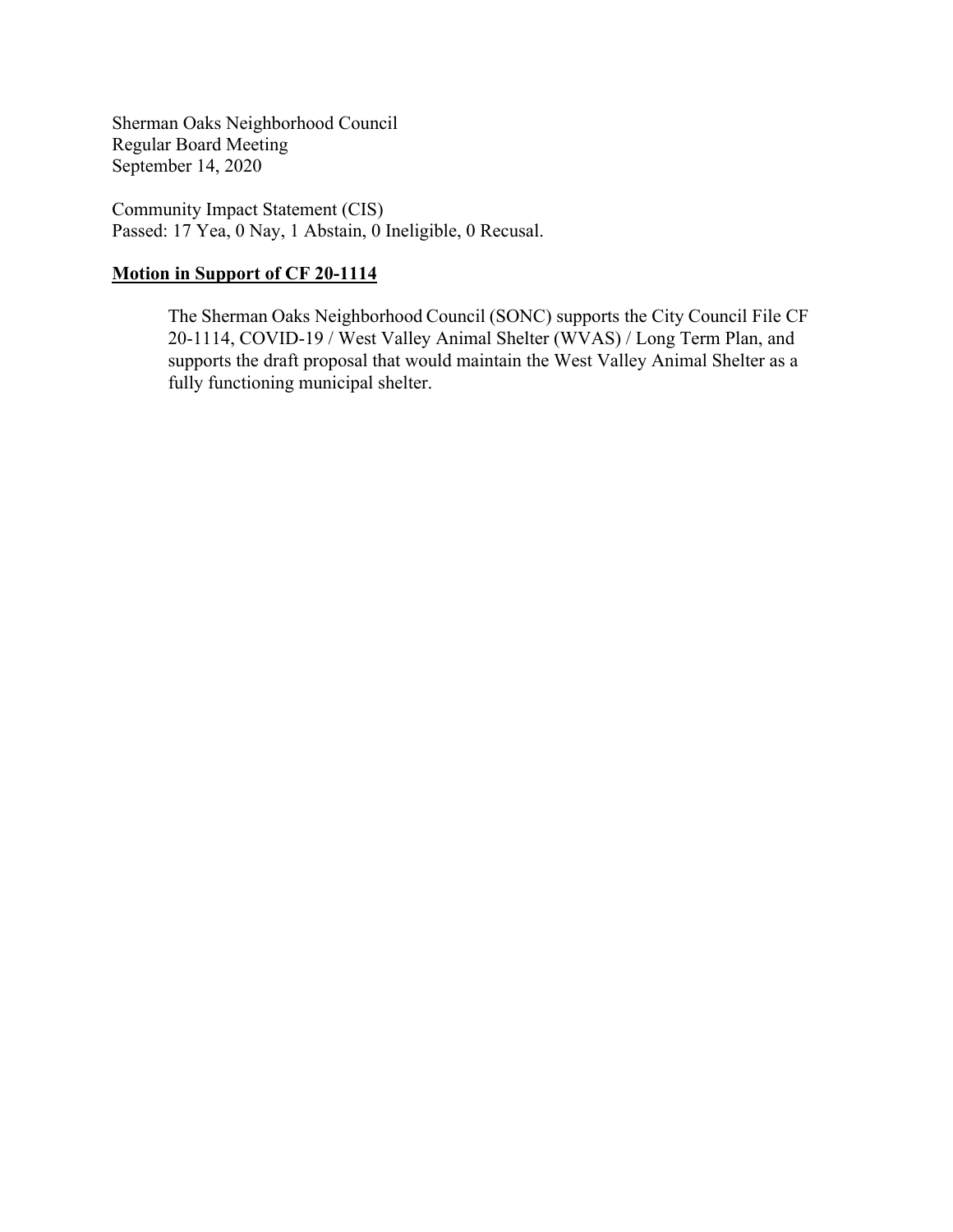Sherman Oaks Neighborhood Council
Regular Board Meeting
September 14, 2020

Community Impact Statement (CIS)
Passed: 17 Yea, 0 Nay, 1 Abstain, 0 Ineligible, 0 Recusal.

**Motion in Support of CF 20-1114**

The Sherman Oaks Neighborhood Council (SONC) supports the City Council File CF 20-1114, COVID-19 / West Valley Animal Shelter (WVAS) / Long Term Plan, and supports the draft proposal that would maintain the West Valley Animal Shelter as a fully functioning municipal shelter.